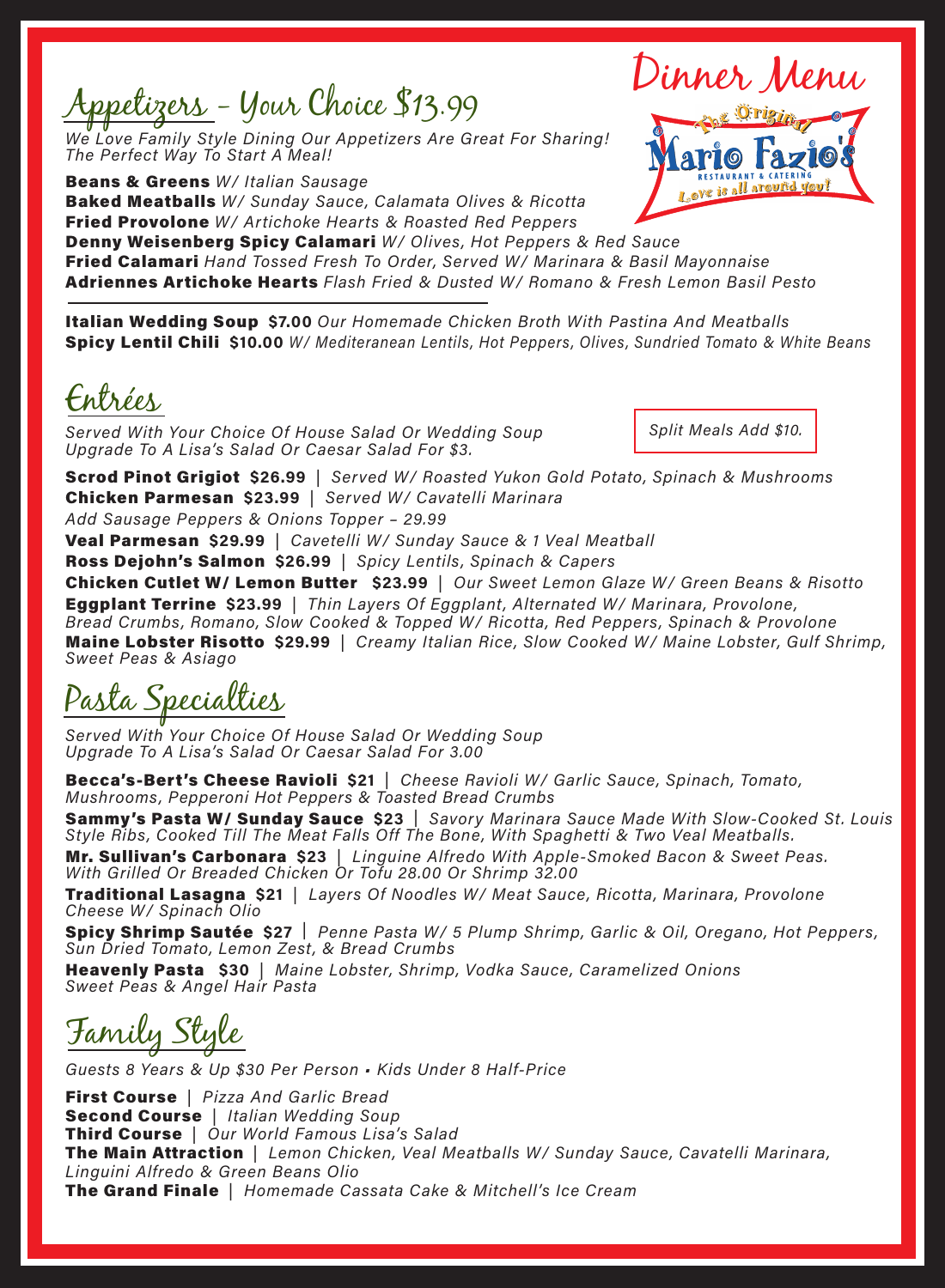# Dinner Menu

The Original Mario Fazio's
RESTAURANT & CATERING
Love is all around you!

## Appetizers – Your Choice $13.99

*We Love Family Style Dining Our Appetizers Are Great For Sharing! The Perfect Way To Start A Meal!*

**Beans & Greens** *W/ Italian Sausage*
**Baked Meatballs** *W/ Sunday Sauce, Calamata Olives & Ricotta*
**Fried Provolone** *W/ Artichoke Hearts & Roasted Red Peppers*
**Denny Weisenberg Spicy Calamari** *W/ Olives, Hot Peppers & Red Sauce*
**Fried Calamari** *Hand Tossed Fresh To Order, Served W/ Marinara & Basil Mayonnaise*
**Adriennes Artichoke Hearts** *Flash Fried & Dusted W/ Romano & Fresh Lemon Basil Pesto*

---

**Italian Wedding Soup $7.00** *Our Homemade Chicken Broth With Pastina And Meatballs*
**Spicy Lentil Chili $10.00** *W/ Mediteranean Lentils, Hot Peppers, Olives, Sundried Tomato & White Beans*

## Entrées

*Served With Your Choice Of House Salad Or Wedding Soup*
*Upgrade To A Lisa's Salad Or Caesar Salad For $3.*

*Split Meals Add $10.*

**Scrod Pinot Grigiot $26.99** | *Served W/ Roasted Yukon Gold Potato, Spinach & Mushrooms*
**Chicken Parmesan $23.99** | *Served W/ Cavatelli Marinara*
*Add Sausage Peppers & Onions Topper – 29.99*
**Veal Parmesan $29.99** | *Cavetelli W/ Sunday Sauce & 1 Veal Meatball*
**Ross Dejohn's Salmon $26.99** | *Spicy Lentils, Spinach & Capers*
**Chicken Cutlet W/ Lemon Butter $23.99** | *Our Sweet Lemon Glaze W/ Green Beans & Risotto*
**Eggplant Terrine $23.99** | *Thin Layers Of Eggplant, Alternated W/ Marinara, Provolone, Bread Crumbs, Romano, Slow Cooked & Topped W/ Ricotta, Red Peppers, Spinach & Provolone*
**Maine Lobster Risotto $29.99** | *Creamy Italian Rice, Slow Cooked W/ Maine Lobster, Gulf Shrimp, Sweet Peas & Asiago*

## Pasta Specialties

*Served With Your Choice Of House Salad Or Wedding Soup*
*Upgrade To A Lisa's Salad Or Caesar Salad For 3.00*

**Becca's-Bert's Cheese Ravioli $21** | *Cheese Ravioli W/ Garlic Sauce, Spinach, Tomato, Mushrooms, Pepperoni Hot Peppers & Toasted Bread Crumbs*
**Sammy's Pasta W/ Sunday Sauce $23** | *Savory Marinara Sauce Made With Slow-Cooked St. Louis Style Ribs, Cooked Till The Meat Falls Off The Bone, With Spaghetti & Two Veal Meatballs.*
**Mr. Sullivan's Carbonara $23** | *Linguine Alfredo With Apple-Smoked Bacon & Sweet Peas. With Grilled Or Breaded Chicken Or Tofu 28.00 Or Shrimp 32.00*
**Traditional Lasagna $21** | *Layers Of Noodles W/ Meat Sauce, Ricotta, Marinara, Provolone Cheese W/ Spinach Olio*
**Spicy Shrimp Sautée $27** | *Penne Pasta W/ 5 Plump Shrimp, Garlic & Oil, Oregano, Hot Peppers, Sun Dried Tomato, Lemon Zest, & Bread Crumbs*
**Heavenly Pasta $30** | *Maine Lobster, Shrimp, Vodka Sauce, Caramelized Onions Sweet Peas & Angel Hair Pasta*

## Family Style

*Guests 8 Years & Up $30 Per Person • Kids Under 8 Half-Price*

**First Course** | *Pizza And Garlic Bread*
**Second Course** | *Italian Wedding Soup*
**Third Course** | *Our World Famous Lisa's Salad*
**The Main Attraction** | *Lemon Chicken, Veal Meatballs W/ Sunday Sauce, Cavatelli Marinara, Linguini Alfredo & Green Beans Olio*
**The Grand Finale** | *Homemade Cassata Cake & Mitchell's Ice Cream*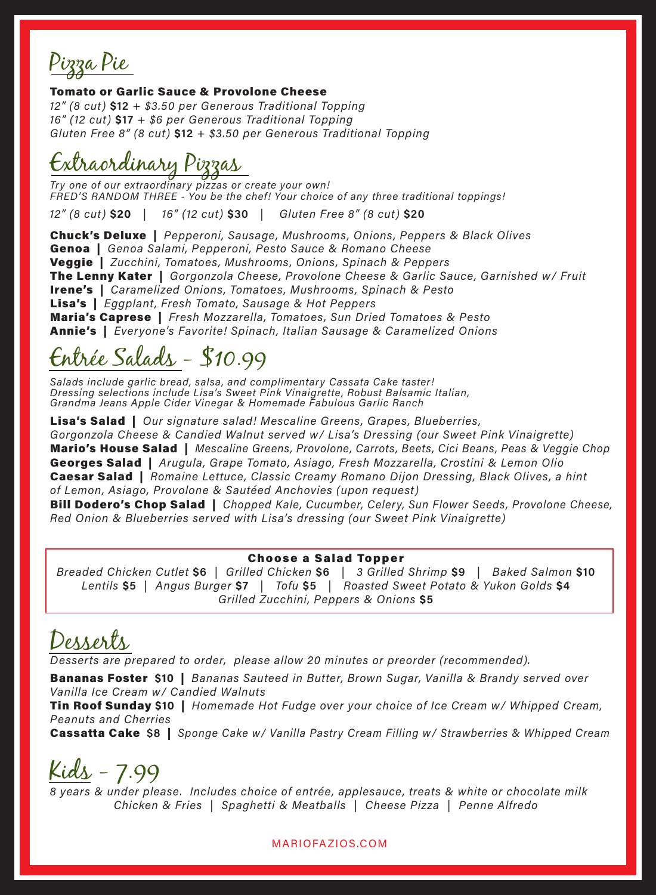## Pizza Pie

**Tomato or Garlic Sauce & Provolone Cheese**

*12" (8 cut)* **$12** *+ $3.50 per Generous Traditional Topping*
*16" (12 cut)* **$17** *+ $6 per Generous Traditional Topping*
*Gluten Free 8" (8 cut)* **$12** *+ $3.50 per Generous Traditional Topping*

## Extraordinary Pizzas

*Try one of our extraordinary pizzas or create your own!*
*FRED'S RANDOM THREE - You be the chef! Your choice of any three traditional toppings!*

*12" (8 cut)* **$20** | *16" (12 cut)* **$30** | *Gluten Free 8" (8 cut)* **$20**

**Chuck's Deluxe** | *Pepperoni, Sausage, Mushrooms, Onions, Peppers & Black Olives*
**Genoa** | *Genoa Salami, Pepperoni, Pesto Sauce & Romano Cheese*
**Veggie** | *Zucchini, Tomatoes, Mushrooms, Onions, Spinach & Peppers*
**The Lenny Kater** | *Gorgonzola Cheese, Provolone Cheese & Garlic Sauce, Garnished w/ Fruit*
**Irene's** | *Caramelized Onions, Tomatoes, Mushrooms, Spinach & Pesto*
**Lisa's** | *Eggplant, Fresh Tomato, Sausage & Hot Peppers*
**Maria's Caprese** | *Fresh Mozzarella, Tomatoes, Sun Dried Tomatoes & Pesto*
**Annie's** | *Everyone's Favorite! Spinach, Italian Sausage & Caramelized Onions*

## Entrée Salads - $10.99

*Salads include garlic bread, salsa, and complimentary Cassata Cake taster!*
*Dressing selections include Lisa's Sweet Pink Vinaigrette, Robust Balsamic Italian, Grandma Jeans Apple Cider Vinegar & Homemade Fabulous Garlic Ranch*

**Lisa's Salad** | *Our signature salad! Mescaline Greens, Grapes, Blueberries, Gorgonzola Cheese & Candied Walnut served w/ Lisa's Dressing (our Sweet Pink Vinaigrette)*
**Mario's House Salad** | *Mescaline Greens, Provolone, Carrots, Beets, Cici Beans, Peas & Veggie Chop*
**Georges Salad** | *Arugula, Grape Tomato, Asiago, Fresh Mozzarella, Crostini & Lemon Olio*
**Caesar Salad** | *Romaine Lettuce, Classic Creamy Romano Dijon Dressing, Black Olives, a hint of Lemon, Asiago, Provolone & Sautéed Anchovies (upon request)*
**Bill Dodero's Chop Salad** | *Chopped Kale, Cucumber, Celery, Sun Flower Seeds, Provolone Cheese, Red Onion & Blueberries served with Lisa's dressing (our Sweet Pink Vinaigrette)*

**Choose a Salad Topper**

*Breaded Chicken Cutlet* **$6** | *Grilled Chicken* **$6** | *3 Grilled Shrimp* **$9** | *Baked Salmon* **$10**
*Lentils* **$5** | *Angus Burger* **$7** | *Tofu* **$5** | *Roasted Sweet Potato & Yukon Golds* **$4**
*Grilled Zucchini, Peppers & Onions* **$5**

## Desserts

*Desserts are prepared to order, please allow 20 minutes or preorder (recommended).*

**Bananas Foster $10** | *Bananas Sauteed in Butter, Brown Sugar, Vanilla & Brandy served over Vanilla Ice Cream w/ Candied Walnuts*
**Tin Roof Sunday $10** | *Homemade Hot Fudge over your choice of Ice Cream w/ Whipped Cream, Peanuts and Cherries*
**Cassatta Cake $8** | *Sponge Cake w/ Vanilla Pastry Cream Filling w/ Strawberries & Whipped Cream*

## Kids - 7.99

*8 years & under please. Includes choice of entrée, applesauce, treats & white or chocolate milk*
*Chicken & Fries* | *Spaghetti & Meatballs* | *Cheese Pizza* | *Penne Alfredo*

MARIOFAZIOS.COM